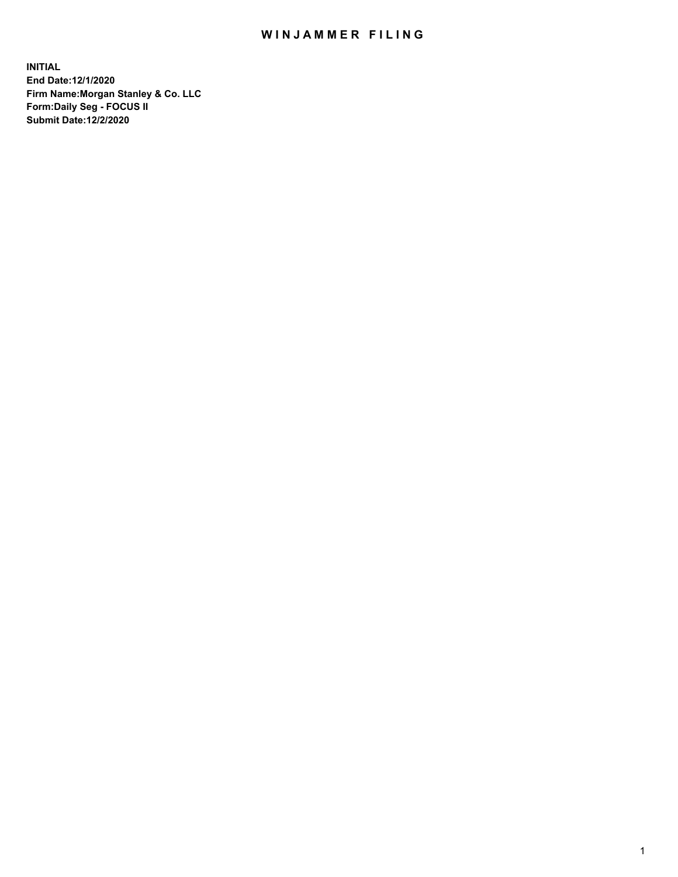# WINJAMMER FILING

**INITIAL**
**End Date:12/1/2020**
**Firm Name:Morgan Stanley & Co. LLC**
**Form:Daily Seg - FOCUS II**
**Submit Date:12/2/2020**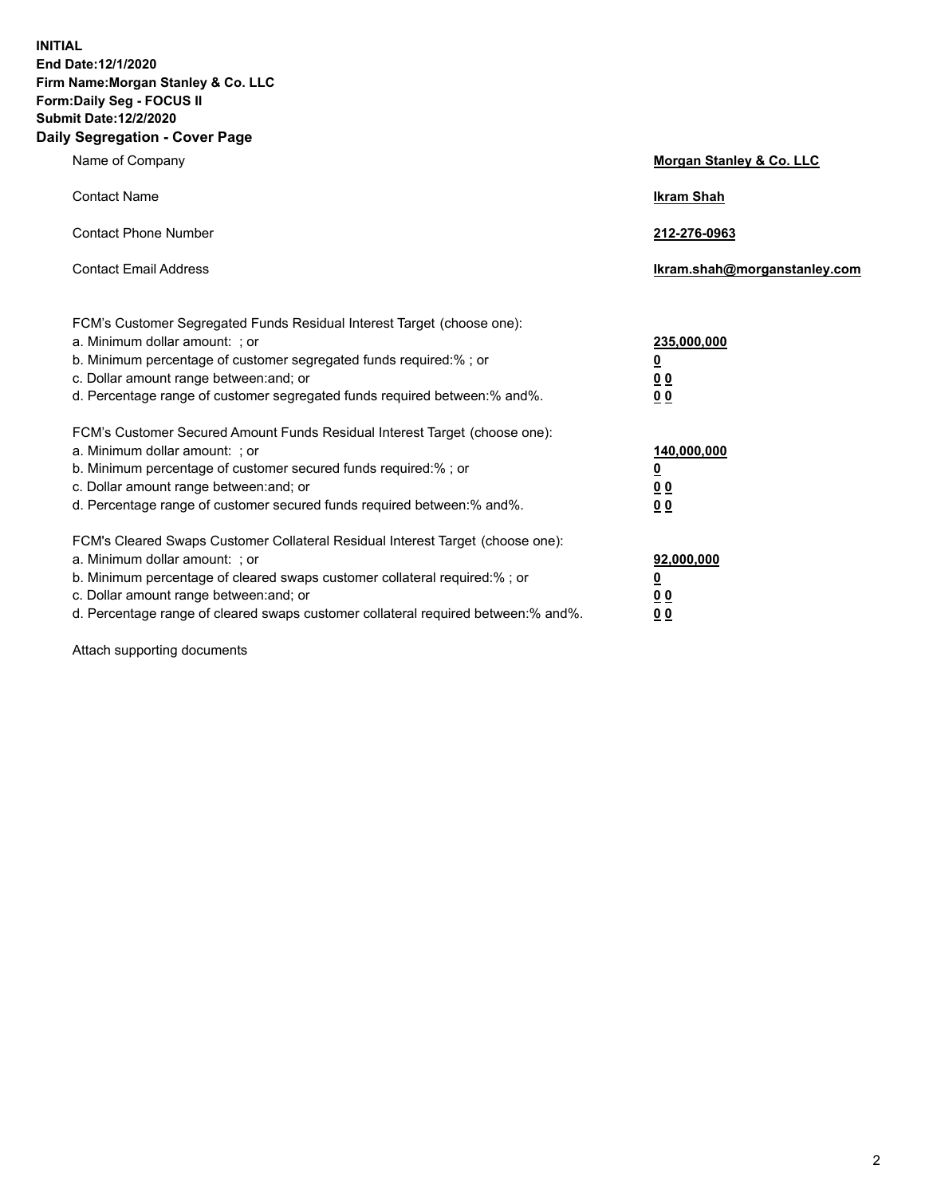**INITIAL**
**End Date:12/1/2020**
**Firm Name:Morgan Stanley & Co. LLC**
**Form:Daily Seg - FOCUS II**
**Submit Date:12/2/2020**

## Daily Segregation - Cover Page

| | |
|---|---|
| Name of Company | **Morgan Stanley & Co. LLC** |
| Contact Name | **Ikram Shah** |
| Contact Phone Number | **212-276-0963** |
| Contact Email Address | **Ikram.shah@morganstanley.com** |

| | |
|---|---|
| FCM's Customer Segregated Funds Residual Interest Target (choose one): | |
| a. Minimum dollar amount: ; or | **235,000,000** |
| b. Minimum percentage of customer segregated funds required:% ; or | **0** |
| c. Dollar amount range between:and; or | **0 0** |
| d. Percentage range of customer segregated funds required between:% and%. | **0 0** |
| FCM's Customer Secured Amount Funds Residual Interest Target (choose one): | |
| a. Minimum dollar amount: ; or | **140,000,000** |
| b. Minimum percentage of customer secured funds required:% ; or | **0** |
| c. Dollar amount range between:and; or | **0 0** |
| d. Percentage range of customer secured funds required between:% and%. | **0 0** |
| FCM's Cleared Swaps Customer Collateral Residual Interest Target (choose one): | |
| a. Minimum dollar amount: ; or | **92,000,000** |
| b. Minimum percentage of cleared swaps customer collateral required:% ; or | **0** |
| c. Dollar amount range between:and; or | **0 0** |
| d. Percentage range of cleared swaps customer collateral required between:% and%. | **0 0** |

Attach supporting documents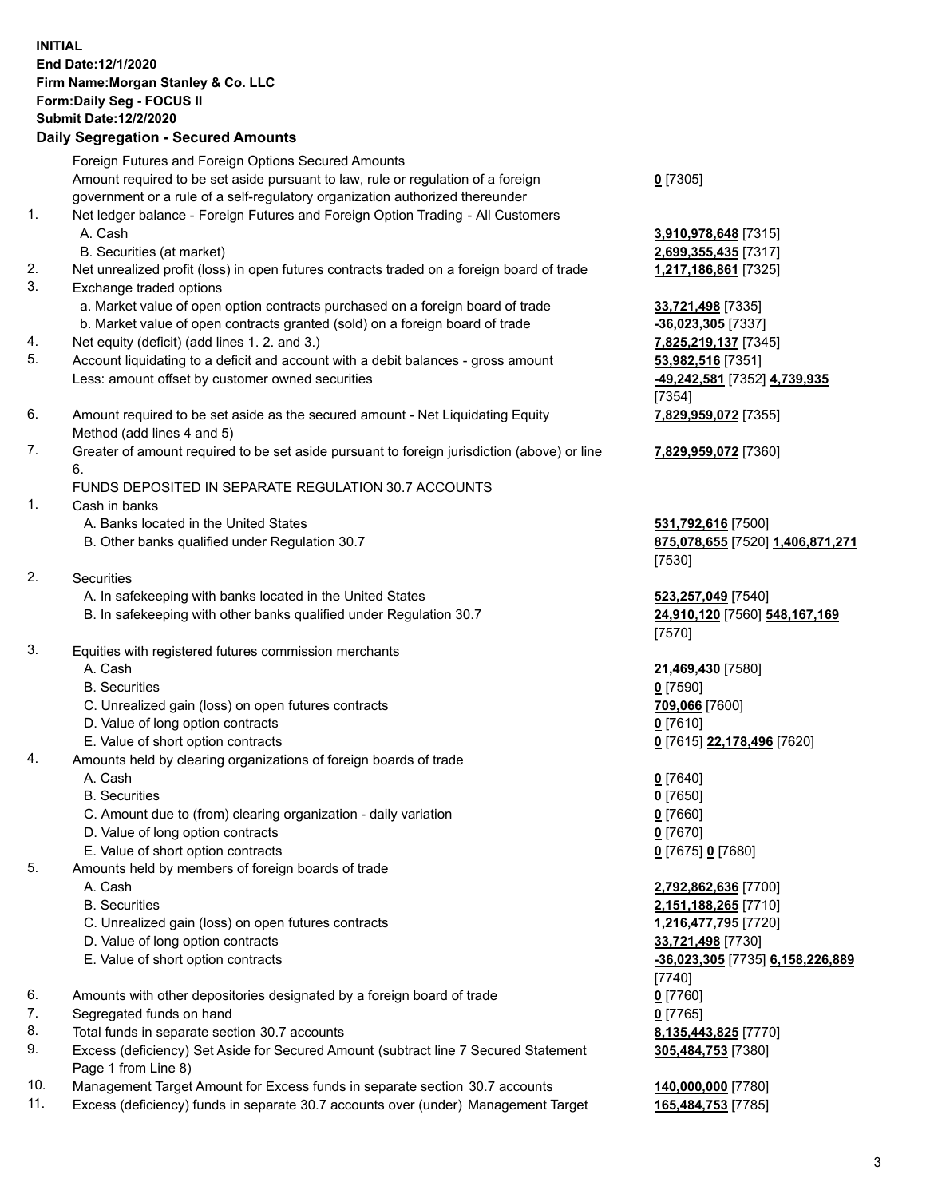**INITIAL**
**End Date:12/1/2020**
**Firm Name:Morgan Stanley & Co. LLC**
**Form:Daily Seg - FOCUS II**
**Submit Date:12/2/2020**

## Daily Segregation - Secured Amounts

| | | |
|---|---|---|
| | Foreign Futures and Foreign Options Secured Amounts | |
| | Amount required to be set aside pursuant to law, rule or regulation of a foreign government or a rule of a self-regulatory organization authorized thereunder | **0** [7305] |
| 1. | Net ledger balance - Foreign Futures and Foreign Option Trading - All Customers | |
| | A. Cash | **3,910,978,648** [7315] |
| | B. Securities (at market) | **2,699,355,435** [7317] |
| 2. | Net unrealized profit (loss) in open futures contracts traded on a foreign board of trade | **1,217,186,861** [7325] |
| 3. | Exchange traded options | |
| | a. Market value of open option contracts purchased on a foreign board of trade | **33,721,498** [7335] |
| | b. Market value of open contracts granted (sold) on a foreign board of trade | **-36,023,305** [7337] |
| 4. | Net equity (deficit) (add lines 1. 2. and 3.) | **7,825,219,137** [7345] |
| 5. | Account liquidating to a deficit and account with a debit balances - gross amount | **53,982,516** [7351] |
| | Less: amount offset by customer owned securities | **-49,242,581** [7352] **4,739,935** [7354] |
| 6. | Amount required to be set aside as the secured amount - Net Liquidating Equity Method (add lines 4 and 5) | **7,829,959,072** [7355] |
| 7. | Greater of amount required to be set aside pursuant to foreign jurisdiction (above) or line 6. | **7,829,959,072** [7360] |
| | FUNDS DEPOSITED IN SEPARATE REGULATION 30.7 ACCOUNTS | |
| 1. | Cash in banks | |
| | A. Banks located in the United States | **531,792,616** [7500] |
| | B. Other banks qualified under Regulation 30.7 | **875,078,655** [7520] **1,406,871,271** [7530] |
| 2. | Securities | |
| | A. In safekeeping with banks located in the United States | **523,257,049** [7540] |
| | B. In safekeeping with other banks qualified under Regulation 30.7 | **24,910,120** [7560] **548,167,169** [7570] |
| 3. | Equities with registered futures commission merchants | |
| | A. Cash | **21,469,430** [7580] |
| | B. Securities | **0** [7590] |
| | C. Unrealized gain (loss) on open futures contracts | **709,066** [7600] |
| | D. Value of long option contracts | **0** [7610] |
| | E. Value of short option contracts | **0** [7615] **22,178,496** [7620] |
| 4. | Amounts held by clearing organizations of foreign boards of trade | |
| | A. Cash | **0** [7640] |
| | B. Securities | **0** [7650] |
| | C. Amount due to (from) clearing organization - daily variation | **0** [7660] |
| | D. Value of long option contracts | **0** [7670] |
| | E. Value of short option contracts | **0** [7675] **0** [7680] |
| 5. | Amounts held by members of foreign boards of trade | |
| | A. Cash | **2,792,862,636** [7700] |
| | B. Securities | **2,151,188,265** [7710] |
| | C. Unrealized gain (loss) on open futures contracts | **1,216,477,795** [7720] |
| | D. Value of long option contracts | **33,721,498** [7730] |
| | E. Value of short option contracts | **-36,023,305** [7735] **6,158,226,889** [7740] |
| 6. | Amounts with other depositories designated by a foreign board of trade | **0** [7760] |
| 7. | Segregated funds on hand | **0** [7765] |
| 8. | Total funds in separate section 30.7 accounts | **8,135,443,825** [7770] |
| 9. | Excess (deficiency) Set Aside for Secured Amount (subtract line 7 Secured Statement Page 1 from Line 8) | **305,484,753** [7380] |
| 10. | Management Target Amount for Excess funds in separate section 30.7 accounts | **140,000,000** [7780] |
| 11. | Excess (deficiency) funds in separate 30.7 accounts over (under) Management Target | **165,484,753** [7785] |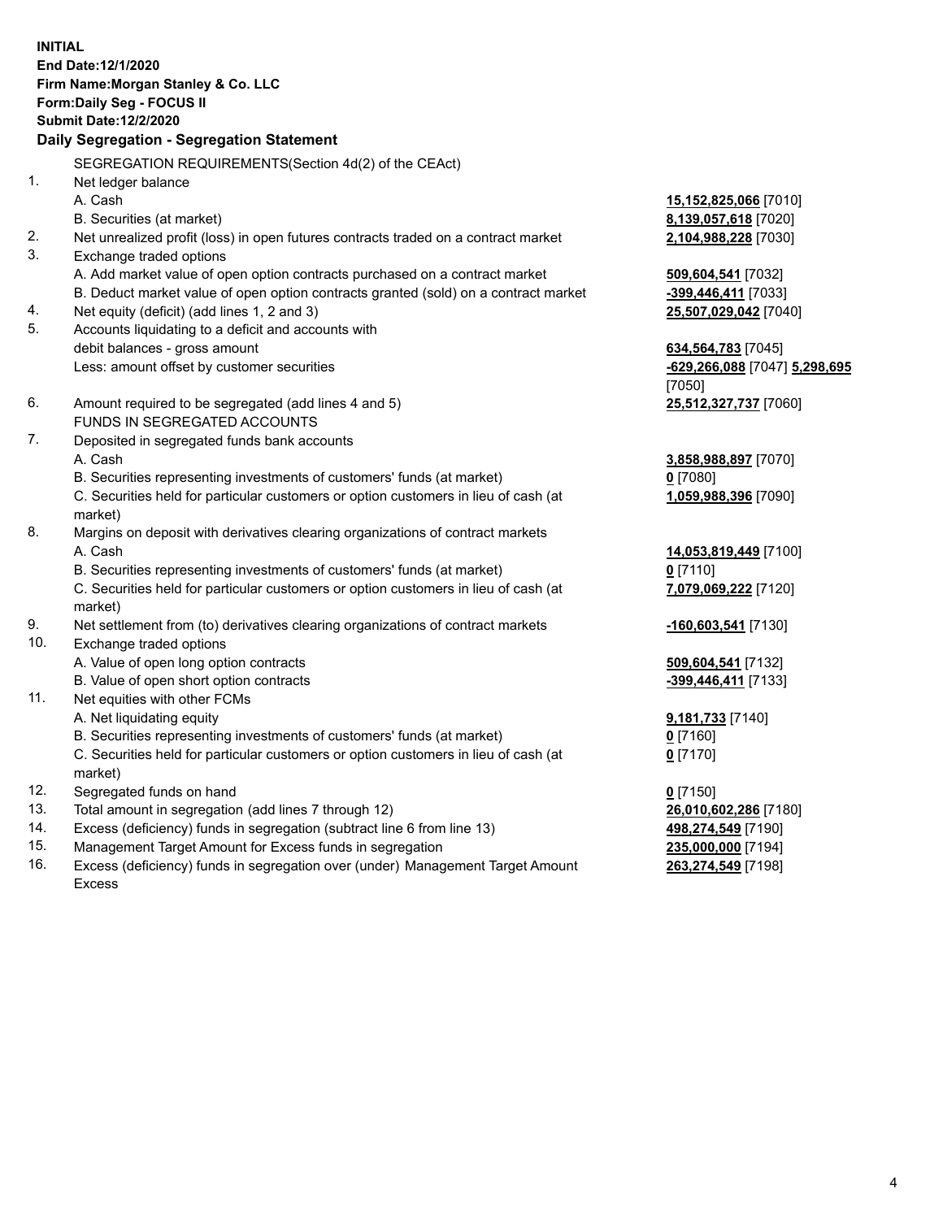**INITIAL**
**End Date:12/1/2020**
**Firm Name:Morgan Stanley & Co. LLC**
**Form:Daily Seg - FOCUS II**
**Submit Date:12/2/2020**

**Daily Segregation - Segregation Statement**

SEGREGATION REQUIREMENTS(Section 4d(2) of the CEAct)

| | | |
|---|---|---|
| 1. | Net ledger balance | |
| | A. Cash | **15,152,825,066** [7010] |
| | B. Securities (at market) | **8,139,057,618** [7020] |
| 2. | Net unrealized profit (loss) in open futures contracts traded on a contract market | **2,104,988,228** [7030] |
| 3. | Exchange traded options | |
| | A. Add market value of open option contracts purchased on a contract market | **509,604,541** [7032] |
| | B. Deduct market value of open option contracts granted (sold) on a contract market | **-399,446,411** [7033] |
| 4. | Net equity (deficit) (add lines 1, 2 and 3) | **25,507,029,042** [7040] |
| 5. | Accounts liquidating to a deficit and accounts with debit balances - gross amount | **634,564,783** [7045] |
| | Less: amount offset by customer securities | **-629,266,088** [7047] **5,298,695** [7050] |
| 6. | Amount required to be segregated (add lines 4 and 5) | **25,512,327,737** [7060] |
| | FUNDS IN SEGREGATED ACCOUNTS | |
| 7. | Deposited in segregated funds bank accounts | |
| | A. Cash | **3,858,988,897** [7070] |
| | B. Securities representing investments of customers' funds (at market) | **0** [7080] |
| | C. Securities held for particular customers or option customers in lieu of cash (at market) | **1,059,988,396** [7090] |
| 8. | Margins on deposit with derivatives clearing organizations of contract markets | |
| | A. Cash | **14,053,819,449** [7100] |
| | B. Securities representing investments of customers' funds (at market) | **0** [7110] |
| | C. Securities held for particular customers or option customers in lieu of cash (at market) | **7,079,069,222** [7120] |
| 9. | Net settlement from (to) derivatives clearing organizations of contract markets | **-160,603,541** [7130] |
| 10. | Exchange traded options | |
| | A. Value of open long option contracts | **509,604,541** [7132] |
| | B. Value of open short option contracts | **-399,446,411** [7133] |
| 11. | Net equities with other FCMs | |
| | A. Net liquidating equity | **9,181,733** [7140] |
| | B. Securities representing investments of customers' funds (at market) | **0** [7160] |
| | C. Securities held for particular customers or option customers in lieu of cash (at market) | **0** [7170] |
| 12. | Segregated funds on hand | **0** [7150] |
| 13. | Total amount in segregation (add lines 7 through 12) | **26,010,602,286** [7180] |
| 14. | Excess (deficiency) funds in segregation (subtract line 6 from line 13) | **498,274,549** [7190] |
| 15. | Management Target Amount for Excess funds in segregation | **235,000,000** [7194] |
| 16. | Excess (deficiency) funds in segregation over (under) Management Target Amount Excess | **263,274,549** [7198] |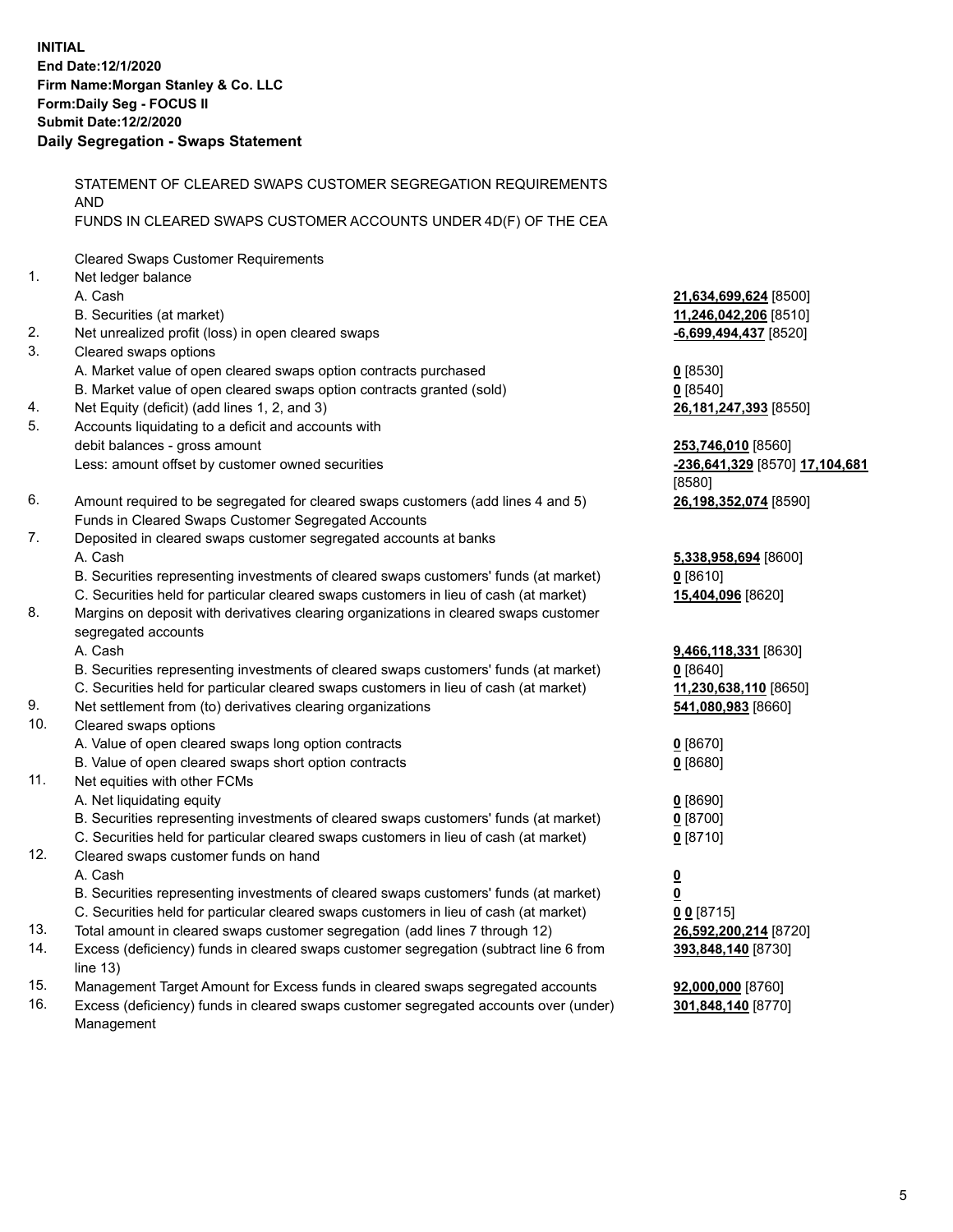**INITIAL**
**End Date:12/1/2020**
**Firm Name:Morgan Stanley & Co. LLC**
**Form:Daily Seg - FOCUS II**
**Submit Date:12/2/2020**
**Daily Segregation - Swaps Statement**

STATEMENT OF CLEARED SWAPS CUSTOMER SEGREGATION REQUIREMENTS AND FUNDS IN CLEARED SWAPS CUSTOMER ACCOUNTS UNDER 4D(F) OF THE CEA

| | | |
|---|---|---|
| | Cleared Swaps Customer Requirements | |
| 1. | Net ledger balance | |
| | A. Cash | **21,634,699,624** [8500] |
| | B. Securities (at market) | **11,246,042,206** [8510] |
| 2. | Net unrealized profit (loss) in open cleared swaps | **-6,699,494,437** [8520] |
| 3. | Cleared swaps options | |
| | A. Market value of open cleared swaps option contracts purchased | **0** [8530] |
| | B. Market value of open cleared swaps option contracts granted (sold) | **0** [8540] |
| 4. | Net Equity (deficit) (add lines 1, 2, and 3) | **26,181,247,393** [8550] |
| 5. | Accounts liquidating to a deficit and accounts with debit balances - gross amount | **253,746,010** [8560] |
| | Less: amount offset by customer owned securities | **-236,641,329** [8570] **17,104,681** [8580] |
| 6. | Amount required to be segregated for cleared swaps customers (add lines 4 and 5) | **26,198,352,074** [8590] |
| | Funds in Cleared Swaps Customer Segregated Accounts | |
| 7. | Deposited in cleared swaps customer segregated accounts at banks | |
| | A. Cash | **5,338,958,694** [8600] |
| | B. Securities representing investments of cleared swaps customers' funds (at market) | **0** [8610] |
| | C. Securities held for particular cleared swaps customers in lieu of cash (at market) | **15,404,096** [8620] |
| 8. | Margins on deposit with derivatives clearing organizations in cleared swaps customer segregated accounts | |
| | A. Cash | **9,466,118,331** [8630] |
| | B. Securities representing investments of cleared swaps customers' funds (at market) | **0** [8640] |
| | C. Securities held for particular cleared swaps customers in lieu of cash (at market) | **11,230,638,110** [8650] |
| 9. | Net settlement from (to) derivatives clearing organizations | **541,080,983** [8660] |
| 10. | Cleared swaps options | |
| | A. Value of open cleared swaps long option contracts | **0** [8670] |
| | B. Value of open cleared swaps short option contracts | **0** [8680] |
| 11. | Net equities with other FCMs | |
| | A. Net liquidating equity | **0** [8690] |
| | B. Securities representing investments of cleared swaps customers' funds (at market) | **0** [8700] |
| | C. Securities held for particular cleared swaps customers in lieu of cash (at market) | **0** [8710] |
| 12. | Cleared swaps customer funds on hand | |
| | A. Cash | **0** |
| | B. Securities representing investments of cleared swaps customers' funds (at market) | **0** |
| | C. Securities held for particular cleared swaps customers in lieu of cash (at market) | **0** **0** [8715] |
| 13. | Total amount in cleared swaps customer segregation (add lines 7 through 12) | **26,592,200,214** [8720] |
| 14. | Excess (deficiency) funds in cleared swaps customer segregation (subtract line 6 from line 13) | **393,848,140** [8730] |
| 15. | Management Target Amount for Excess funds in cleared swaps segregated accounts | **92,000,000** [8760] |
| 16. | Excess (deficiency) funds in cleared swaps customer segregated accounts over (under) Management | **301,848,140** [8770] |